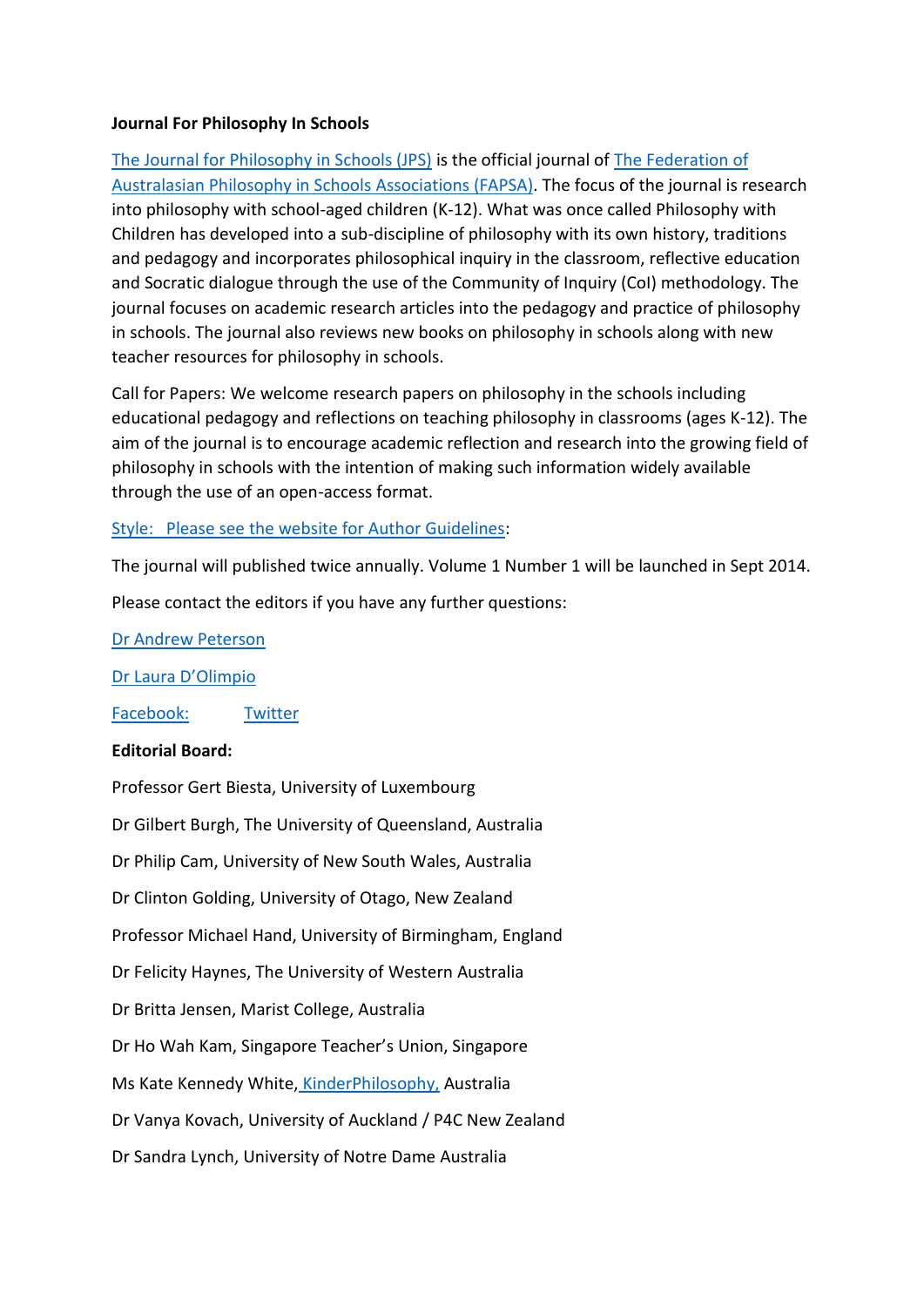**Journal For Philosophy In Schools**

The Journal for Philosophy in Schools (JPS) is the official journal of The Federation of Australasian Philosophy in Schools Associations (FAPSA). The focus of the journal is research into philosophy with school-aged children (K-12). What was once called Philosophy with Children has developed into a sub-discipline of philosophy with its own history, traditions and pedagogy and incorporates philosophical inquiry in the classroom, reflective education and Socratic dialogue through the use of the Community of Inquiry (CoI) methodology. The journal focuses on academic research articles into the pedagogy and practice of philosophy in schools. The journal also reviews new books on philosophy in schools along with new teacher resources for philosophy in schools.

Call for Papers: We welcome research papers on philosophy in the schools including educational pedagogy and reflections on teaching philosophy in classrooms (ages K-12). The aim of the journal is to encourage academic reflection and research into the growing field of philosophy in schools with the intention of making such information widely available through the use of an open-access format.

Style: Please see the website for Author Guidelines:

The journal will published twice annually. Volume 1 Number 1 will be launched in Sept 2014.

Please contact the editors if you have any further questions:

Dr Andrew Peterson

Dr Laura D'Olimpio

Facebook: Twitter

**Editorial Board:**

Professor Gert Biesta, University of Luxembourg

Dr Gilbert Burgh, The University of Queensland, Australia

Dr Philip Cam, University of New South Wales, Australia

Dr Clinton Golding, University of Otago, New Zealand

Professor Michael Hand, University of Birmingham, England

Dr Felicity Haynes, The University of Western Australia

Dr Britta Jensen, Marist College, Australia

Dr Ho Wah Kam, Singapore Teacher's Union, Singapore

Ms Kate Kennedy White, KinderPhilosophy, Australia

Dr Vanya Kovach, University of Auckland / P4C New Zealand

Dr Sandra Lynch, University of Notre Dame Australia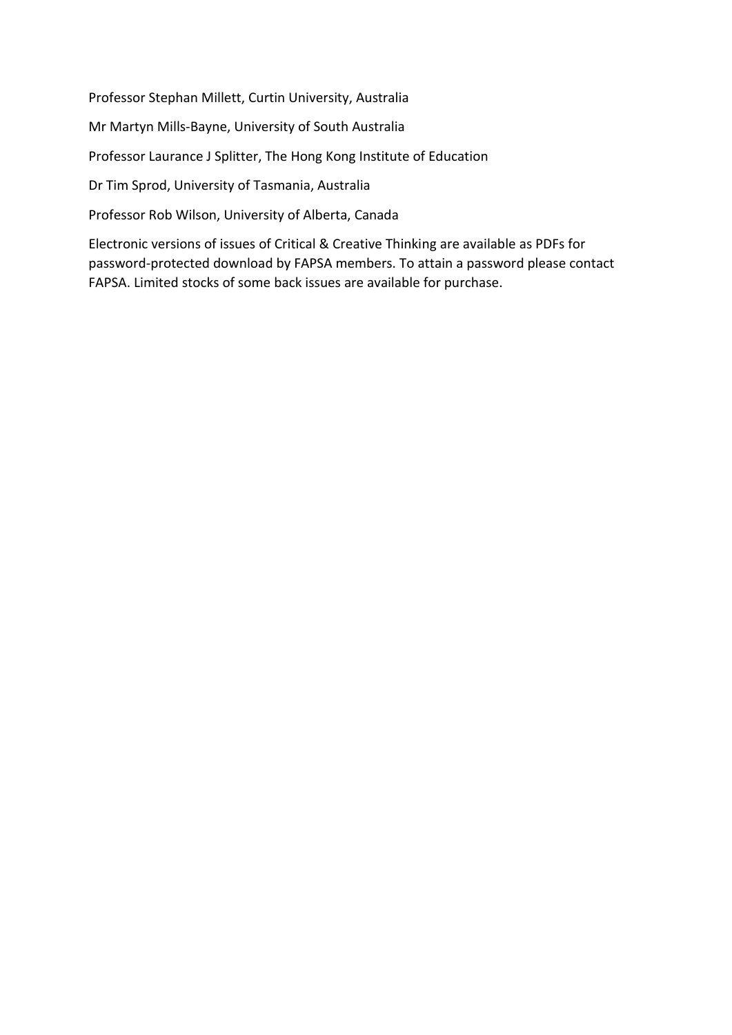Professor Stephan Millett, Curtin University, Australia

Mr Martyn Mills-Bayne, University of South Australia

Professor Laurance J Splitter, The Hong Kong Institute of Education

Dr Tim Sprod, University of Tasmania, Australia

Professor Rob Wilson, University of Alberta, Canada

Electronic versions of issues of Critical & Creative Thinking are available as PDFs for password-protected download by FAPSA members. To attain a password please contact FAPSA. Limited stocks of some back issues are available for purchase.